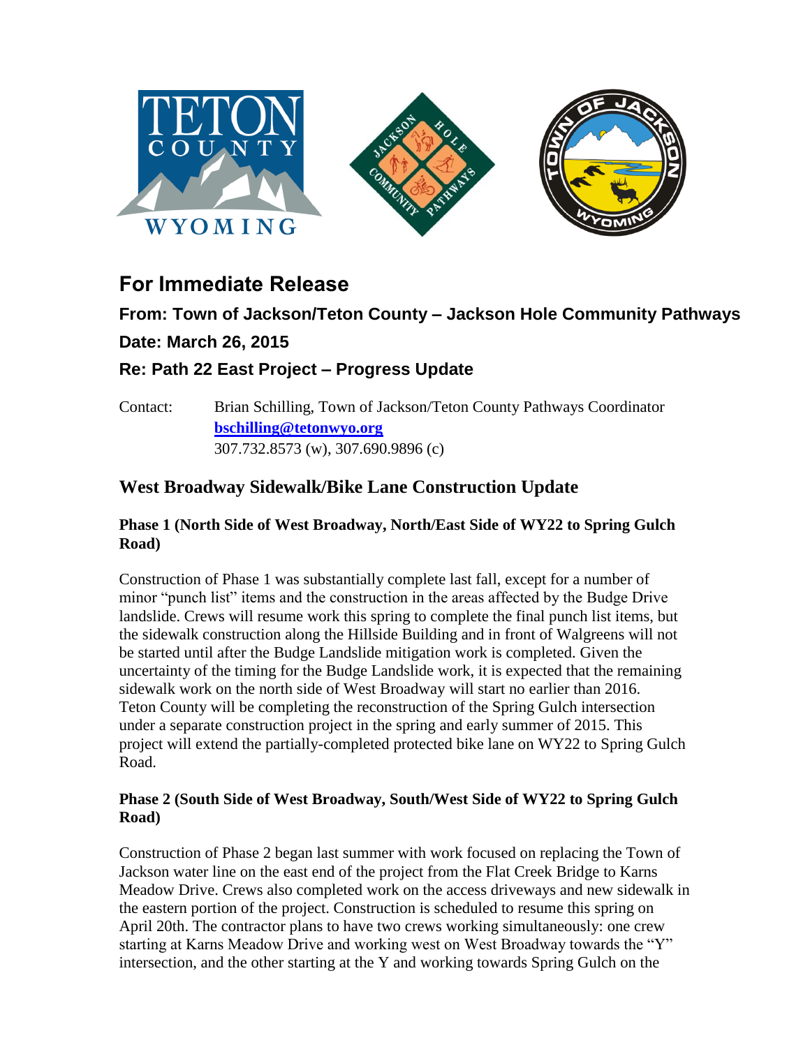## For Immediate Release

**From: Town of Jackson/Teton County – Jackson Hole Community Pathways**

**Date: March 26, 2015**

**Re: Path 22 East Project – Progress Update**

Contact: Brian Schilling, Town of Jackson/Teton County Pathways Coordinator
**bschilling@tetonwyo.org**
307.732.8573 (w), 307.690.9896 (c)

## West Broadway Sidewalk/Bike Lane Construction Update

### Phase 1 (North Side of West Broadway, North/East Side of WY22 to Spring Gulch Road)

Construction of Phase 1 was substantially complete last fall, except for a number of minor "punch list" items and the construction in the areas affected by the Budge Drive landslide. Crews will resume work this spring to complete the final punch list items, but the sidewalk construction along the Hillside Building and in front of Walgreens will not be started until after the Budge Landslide mitigation work is completed. Given the uncertainty of the timing for the Budge Landslide work, it is expected that the remaining sidewalk work on the north side of West Broadway will start no earlier than 2016. Teton County will be completing the reconstruction of the Spring Gulch intersection under a separate construction project in the spring and early summer of 2015. This project will extend the partially-completed protected bike lane on WY22 to Spring Gulch Road.

### Phase 2 (South Side of West Broadway, South/West Side of WY22 to Spring Gulch Road)

Construction of Phase 2 began last summer with work focused on replacing the Town of Jackson water line on the east end of the project from the Flat Creek Bridge to Karns Meadow Drive. Crews also completed work on the access driveways and new sidewalk in the eastern portion of the project. Construction is scheduled to resume this spring on April 20th. The contractor plans to have two crews working simultaneously: one crew starting at Karns Meadow Drive and working west on West Broadway towards the "Y" intersection, and the other starting at the Y and working towards Spring Gulch on the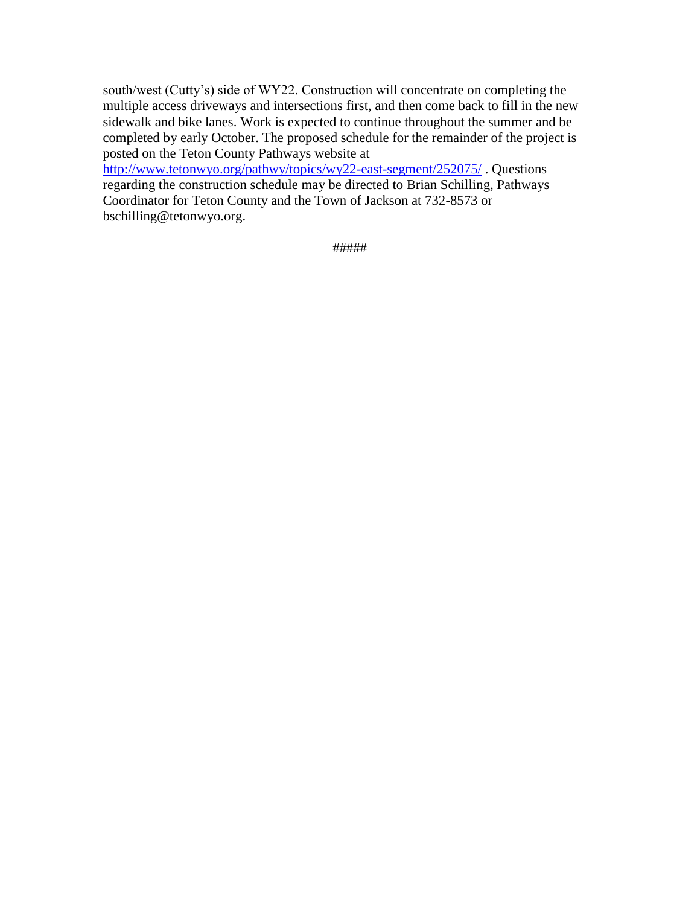south/west (Cutty's) side of WY22. Construction will concentrate on completing the multiple access driveways and intersections first, and then come back to fill in the new sidewalk and bike lanes. Work is expected to continue throughout the summer and be completed by early October. The proposed schedule for the remainder of the project is posted on the Teton County Pathways website at [http://www.tetonwyo.org/pathwy/topics/wy22-east-segment/252075/](http://www.tetonwyo.org/pathwy/topics/wy22-east-segment/252075/) . Questions regarding the construction schedule may be directed to Brian Schilling, Pathways Coordinator for Teton County and the Town of Jackson at 732-8573 or bschilling@tetonwyo.org.

#####